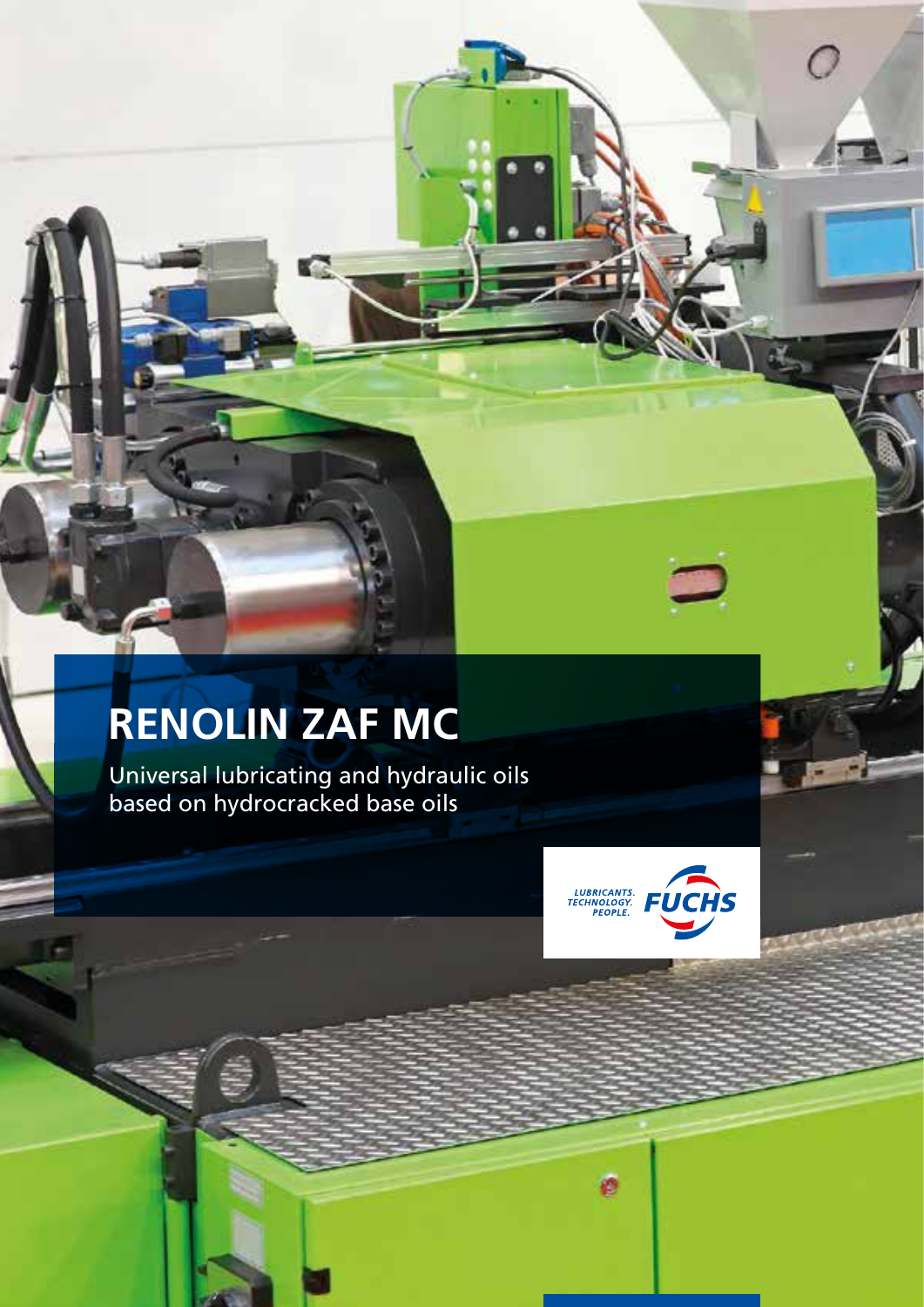# RENOLIN ZAF MC

Universal lubricating and hydraulic oils based on hydrocracked base oils

LUBRICANTS. TECHNOLOGY. PEOPLE. FUCHS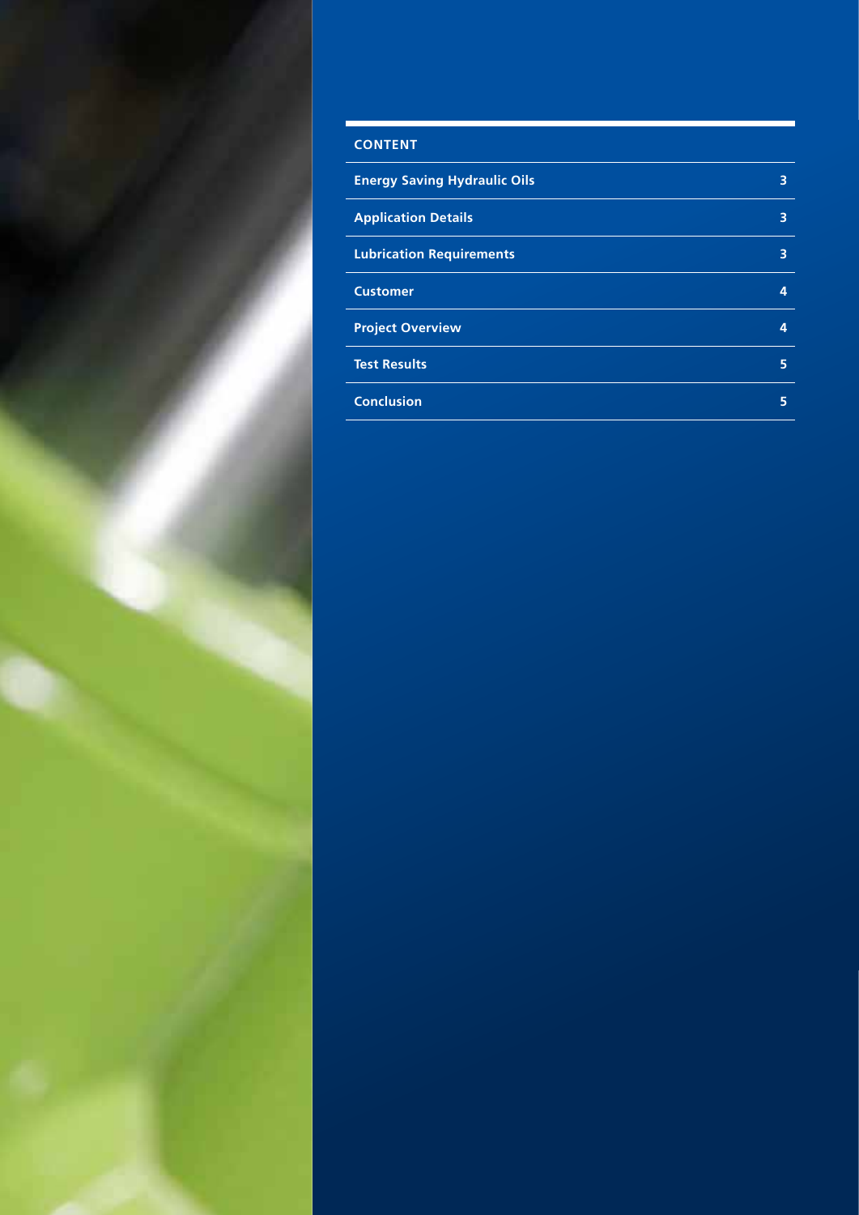## CONTENT

| | |
|---|---|
| Energy Saving Hydraulic Oils | 3 |
| Application Details | 3 |
| Lubrication Requirements | 3 |
| Customer | 4 |
| Project Overview | 4 |
| Test Results | 5 |
| Conclusion | 5 |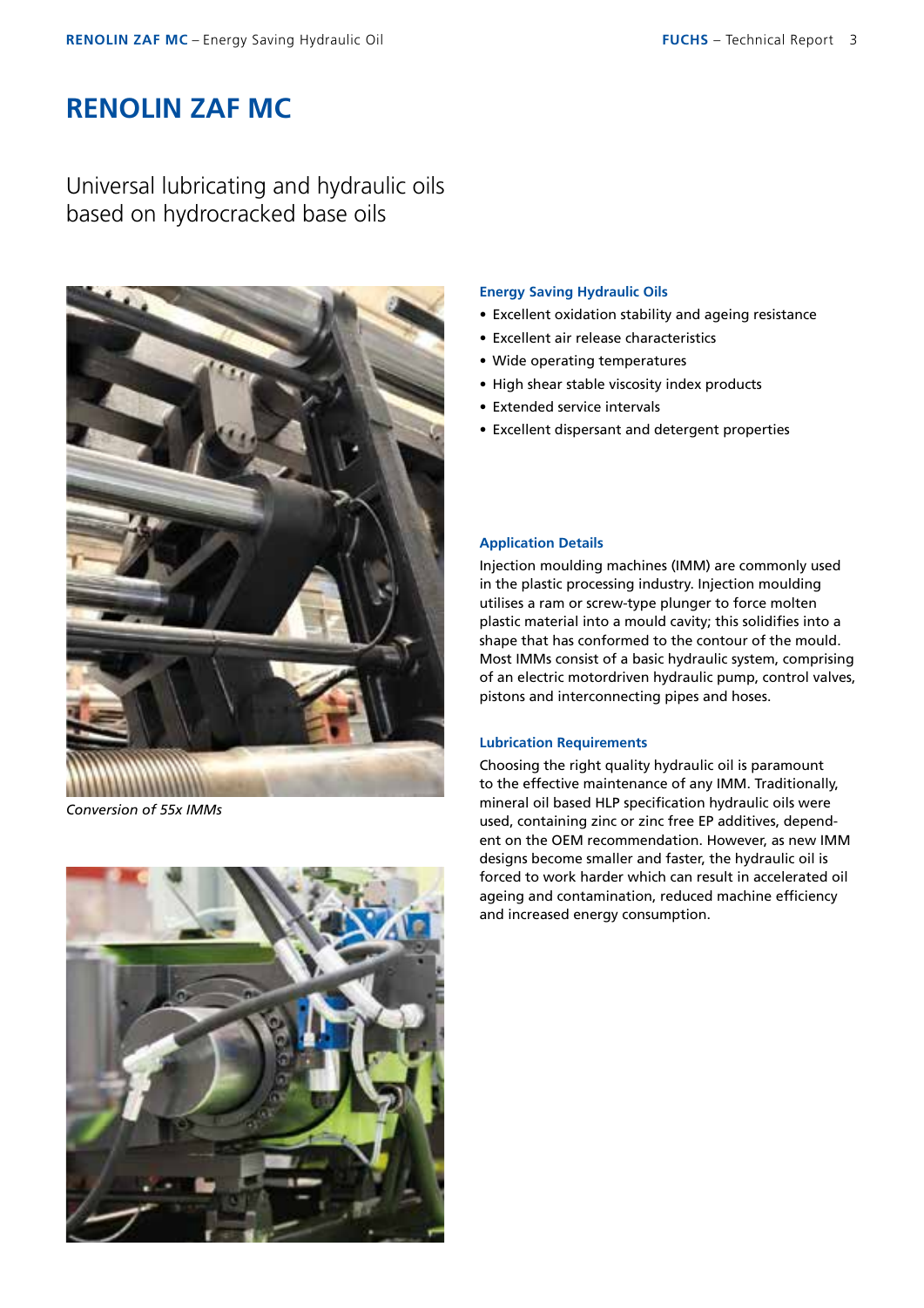# RENOLIN ZAF MC

## Universal lubricating and hydraulic oils based on hydrocracked base oils

*Conversion of 55x IMMs*

### Energy Saving Hydraulic Oils

- Excellent oxidation stability and ageing resistance
- Excellent air release characteristics
- Wide operating temperatures
- High shear stable viscosity index products
- Extended service intervals
- Excellent dispersant and detergent properties

### Application Details

Injection moulding machines (IMM) are commonly used in the plastic processing industry. Injection moulding utilises a ram or screw-type plunger to force molten plastic material into a mould cavity; this solidifies into a shape that has conformed to the contour of the mould. Most IMMs consist of a basic hydraulic system, comprising of an electric motordriven hydraulic pump, control valves, pistons and interconnecting pipes and hoses.

### Lubrication Requirements

Choosing the right quality hydraulic oil is paramount to the effective maintenance of any IMM. Traditionally, mineral oil based HLP specification hydraulic oils were used, containing zinc or zinc free EP additives, dependent on the OEM recommendation. However, as new IMM designs become smaller and faster, the hydraulic oil is forced to work harder which can result in accelerated oil ageing and contamination, reduced machine efficiency and increased energy consumption.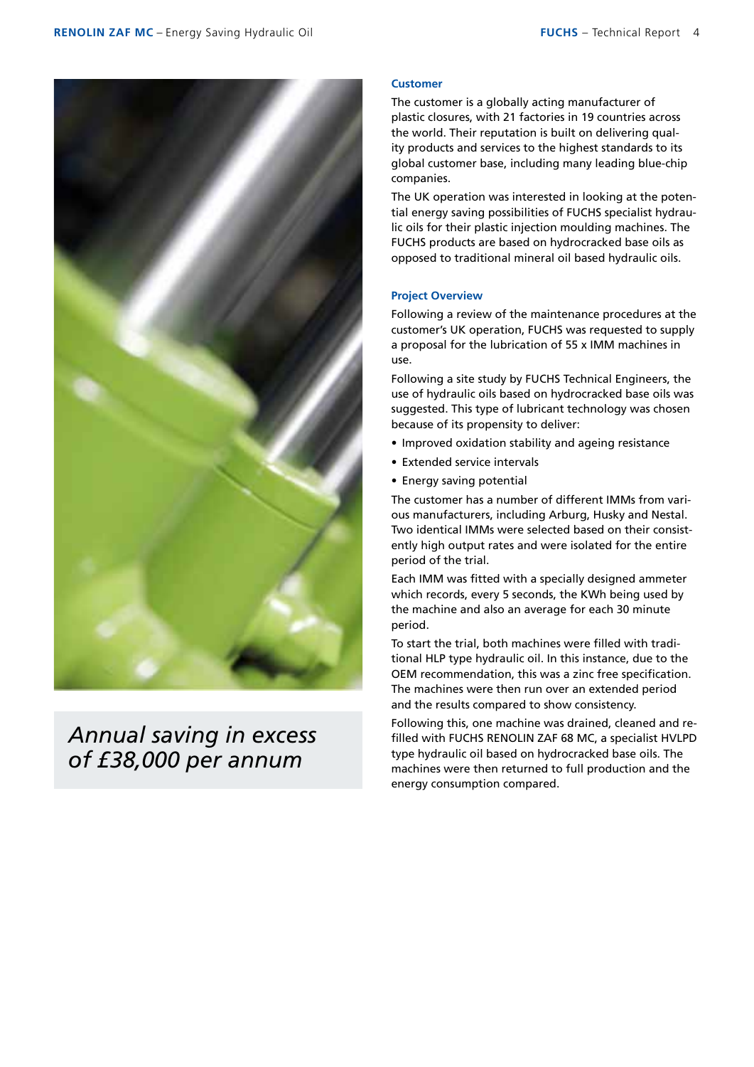*Annual saving in excess of £38,000 per annum*

### Customer

The customer is a globally acting manufacturer of plastic closures, with 21 factories in 19 countries across the world. Their reputation is built on delivering quality products and services to the highest standards to its global customer base, including many leading blue-chip companies.

The UK operation was interested in looking at the potential energy saving possibilities of FUCHS specialist hydraulic oils for their plastic injection moulding machines. The FUCHS products are based on hydrocracked base oils as opposed to traditional mineral oil based hydraulic oils.

### Project Overview

Following a review of the maintenance procedures at the customer's UK operation, FUCHS was requested to supply a proposal for the lubrication of 55 x IMM machines in use.

Following a site study by FUCHS Technical Engineers, the use of hydraulic oils based on hydrocracked base oils was suggested. This type of lubricant technology was chosen because of its propensity to deliver:

- Improved oxidation stability and ageing resistance
- Extended service intervals
- Energy saving potential

The customer has a number of different IMMs from various manufacturers, including Arburg, Husky and Nestal. Two identical IMMs were selected based on their consistently high output rates and were isolated for the entire period of the trial.

Each IMM was fitted with a specially designed ammeter which records, every 5 seconds, the KWh being used by the machine and also an average for each 30 minute period.

To start the trial, both machines were filled with traditional HLP type hydraulic oil. In this instance, due to the OEM recommendation, this was a zinc free specification. The machines were then run over an extended period and the results compared to show consistency.

Following this, one machine was drained, cleaned and re-filled with FUCHS RENOLIN ZAF 68 MC, a specialist HVLPD type hydraulic oil based on hydrocracked base oils. The machines were then returned to full production and the energy consumption compared.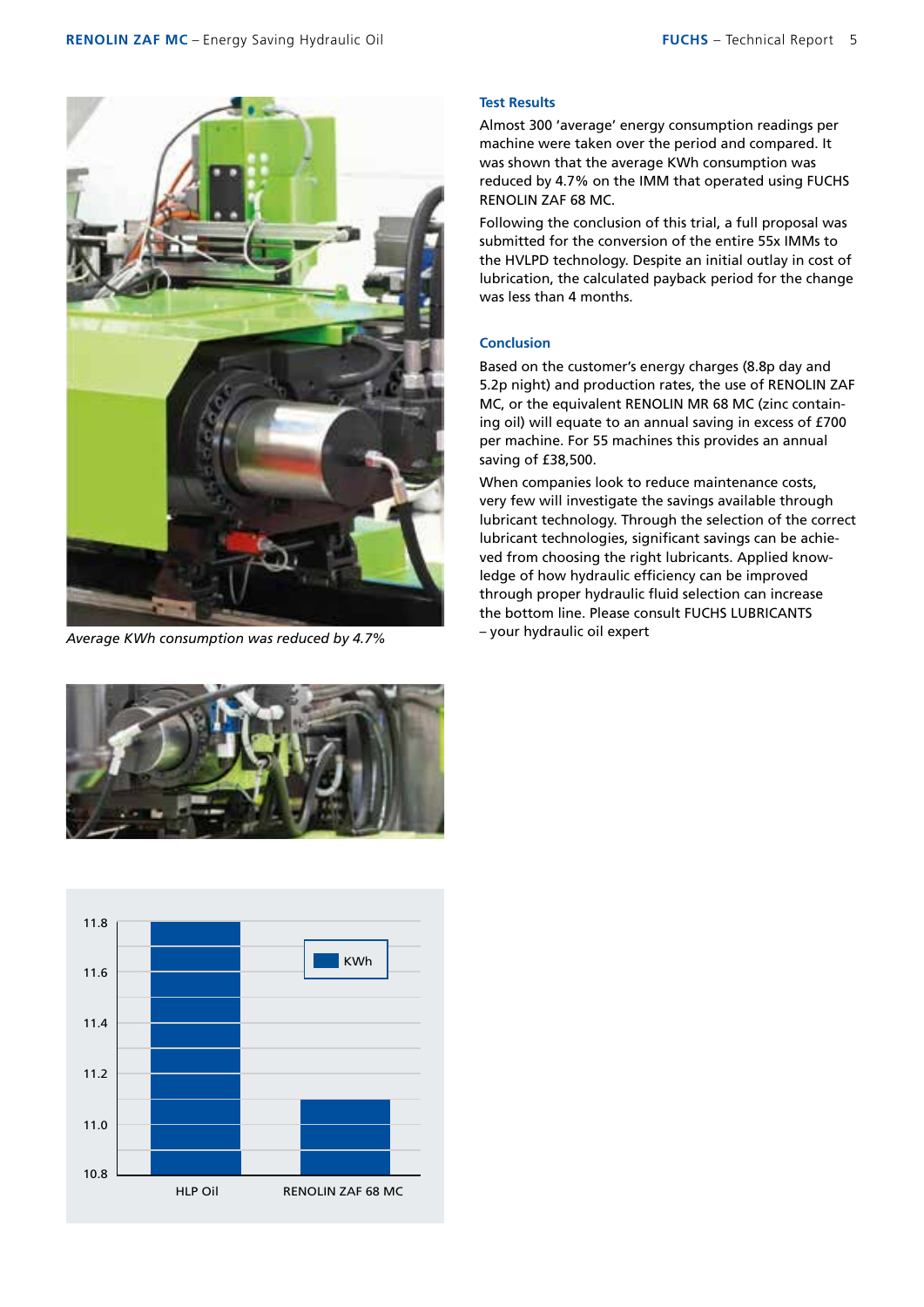*Average KWh consumption was reduced by 4.7%*

### Test Results

Almost 300 'average' energy consumption readings per machine were taken over the period and compared. It was shown that the average KWh consumption was reduced by 4.7% on the IMM that operated using FUCHS RENOLIN ZAF 68 MC.

Following the conclusion of this trial, a full proposal was submitted for the conversion of the entire 55x IMMs to the HVLPD technology. Despite an initial outlay in cost of lubrication, the calculated payback period for the change was less than 4 months.

### Conclusion

Based on the customer's energy charges (8.8p day and 5.2p night) and production rates, the use of RENOLIN ZAF MC, or the equivalent RENOLIN MR 68 MC (zinc containing oil) will equate to an annual saving in excess of £700 per machine. For 55 machines this provides an annual saving of £38,500.

When companies look to reduce maintenance costs, very few will investigate the savings available through lubricant technology. Through the selection of the correct lubricant technologies, significant savings can be achieved from choosing the right lubricants. Applied knowledge of how hydraulic efficiency can be improved through proper hydraulic fluid selection can increase the bottom line. Please consult FUCHS LUBRICANTS – your hydraulic oil expert

| | KWh |
|---|---|
| HLP Oil | 11.8 |
| RENOLIN ZAF 68 MC | 11.1 |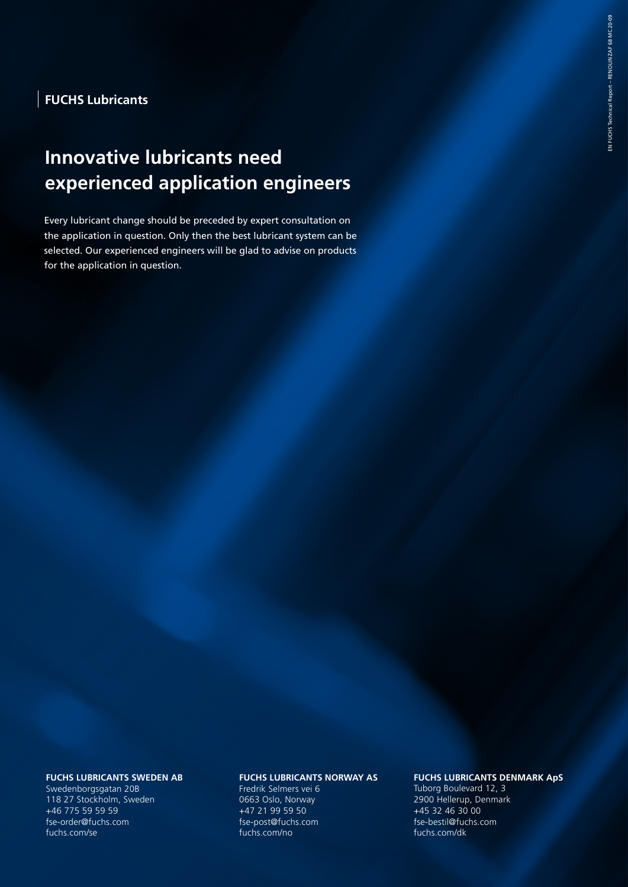**FUCHS Lubricants**

# Innovative lubricants need experienced application engineers

Every lubricant change should be preceded by expert consultation on the application in question. Only then the best lubricant system can be selected. Our experienced engineers will be glad to advise on products for the application in question.

**FUCHS LUBRICANTS SWEDEN AB**
Swedenborgsgatan 20B
118 27 Stockholm, Sweden
+46 775 59 59 59
fse-order@fuchs.com
fuchs.com/se

**FUCHS LUBRICANTS NORWAY AS**
Fredrik Selmers vei 6
0663 Oslo, Norway
+47 21 99 59 50
fse-post@fuchs.com
fuchs.com/no

**FUCHS LUBRICANTS DENMARK ApS**
Tuborg Boulevard 12, 3
2900 Hellerup, Denmark
+45 32 46 30 00
fse-bestil@fuchs.com
fuchs.com/dk

EN FUCHS Technical Report – RENOLIN ZAF 68 MC20-09